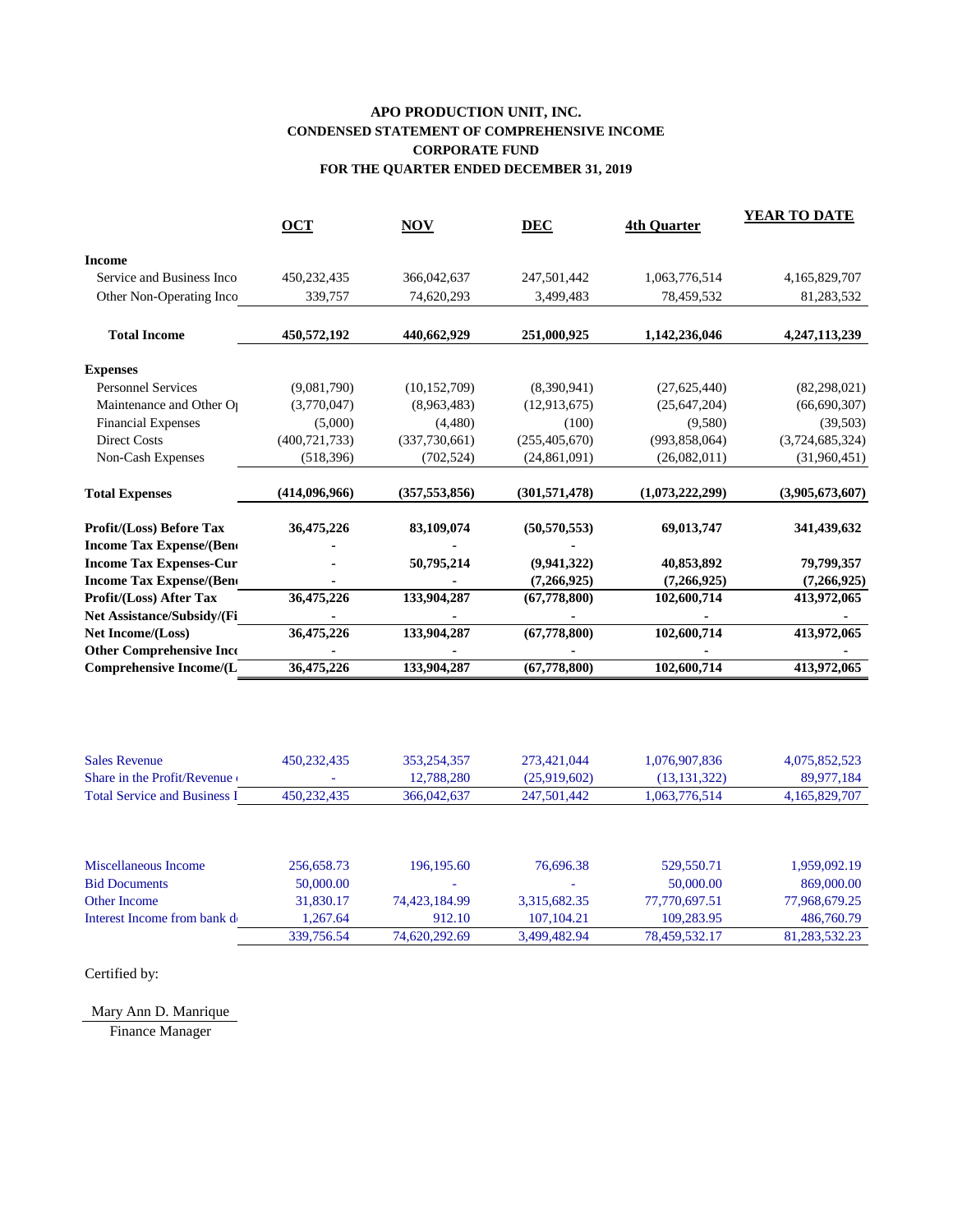**APO PRODUCTION UNIT, INC.**
**CONDENSED STATEMENT OF COMPREHENSIVE INCOME**
**CORPORATE FUND**
**FOR THE QUARTER ENDED DECEMBER 31, 2019**

| | OCT | NOV | DEC | 4th Quarter | YEAR TO DATE |
|---|---|---|---|---|---|
| **Income** | | | | | |
| Service and Business Inco | 450,232,435 | 366,042,637 | 247,501,442 | 1,063,776,514 | 4,165,829,707 |
| Other Non-Operating Inco | 339,757 | 74,620,293 | 3,499,483 | 78,459,532 | 81,283,532 |
| **Total Income** | **450,572,192** | **440,662,929** | **251,000,925** | **1,142,236,046** | **4,247,113,239** |
| **Expenses** | | | | | |
| Personnel Services | (9,081,790) | (10,152,709) | (8,390,941) | (27,625,440) | (82,298,021) |
| Maintenance and Other O | (3,770,047) | (8,963,483) | (12,913,675) | (25,647,204) | (66,690,307) |
| Financial Expenses | (5,000) | (4,480) | (100) | (9,580) | (39,503) |
| Direct Costs | (400,721,733) | (337,730,661) | (255,405,670) | (993,858,064) | (3,724,685,324) |
| Non-Cash Expenses | (518,396) | (702,524) | (24,861,091) | (26,082,011) | (31,960,451) |
| **Total Expenses** | **(414,096,966)** | **(357,553,856)** | **(301,571,478)** | **(1,073,222,299)** | **(3,905,673,607)** |
| **Profit/(Loss) Before Tax** | **36,475,226** | **83,109,074** | **(50,570,553)** | **69,013,747** | **341,439,632** |
| **Income Tax Expense/(Ben** | **-** | **-** | **-** | | |
| **Income Tax Expenses-Cur** | **-** | **50,795,214** | **(9,941,322)** | **40,853,892** | **79,799,357** |
| **Income Tax Expense/(Ben** | **-** | **-** | **(7,266,925)** | **(7,266,925)** | **(7,266,925)** |
| **Profit/(Loss) After Tax** | **36,475,226** | **133,904,287** | **(67,778,800)** | **102,600,714** | **413,972,065** |
| **Net Assistance/Subsidy/(Fi** | **-** | **-** | **-** | **-** | **-** |
| **Net Income/(Loss)** | **36,475,226** | **133,904,287** | **(67,778,800)** | **102,600,714** | **413,972,065** |
| **Other Comprehensive Inc** | **-** | **-** | **-** | **-** | **-** |
| **Comprehensive Income/(L** | **36,475,226** | **133,904,287** | **(67,778,800)** | **102,600,714** | **413,972,065** |

| | | | | | |
|---|---|---|---|---|---|
| Sales Revenue | 450,232,435 | 353,254,357 | 273,421,044 | 1,076,907,836 | 4,075,852,523 |
| Share in the Profit/Revenue | - | 12,788,280 | (25,919,602) | (13,131,322) | 89,977,184 |
| Total Service and Business I | 450,232,435 | 366,042,637 | 247,501,442 | 1,063,776,514 | 4,165,829,707 |

| | | | | | |
|---|---|---|---|---|---|
| Miscellaneous Income | 256,658.73 | 196,195.60 | 76,696.38 | 529,550.71 | 1,959,092.19 |
| Bid Documents | 50,000.00 | - | - | 50,000.00 | 869,000.00 |
| Other Income | 31,830.17 | 74,423,184.99 | 3,315,682.35 | 77,770,697.51 | 77,968,679.25 |
| Interest Income from bank d | 1,267.64 | 912.10 | 107,104.21 | 109,283.95 | 486,760.79 |
| | 339,756.54 | 74,620,292.69 | 3,499,482.94 | 78,459,532.17 | 81,283,532.23 |

Certified by:

Mary Ann D. Manrique
Finance Manager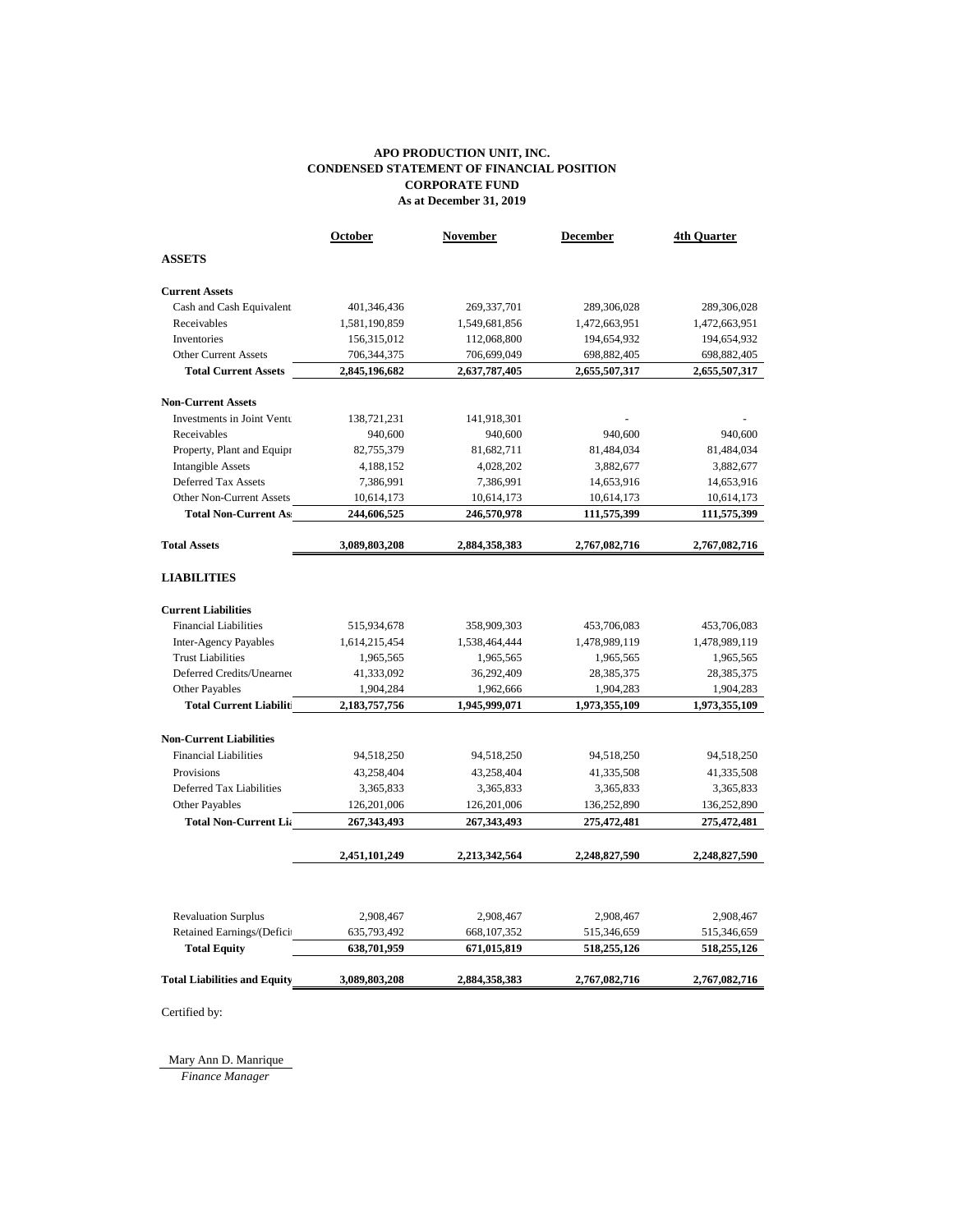**APO PRODUCTION UNIT, INC.**
**CONDENSED STATEMENT OF FINANCIAL POSITION**
**CORPORATE FUND**
**As at December 31, 2019**

| | October | November | December | 4th Quarter |
|---|---|---|---|---|
| **ASSETS** | | | | |
| **Current Assets** | | | | |
| Cash and Cash Equivalent | 401,346,436 | 269,337,701 | 289,306,028 | 289,306,028 |
| Receivables | 1,581,190,859 | 1,549,681,856 | 1,472,663,951 | 1,472,663,951 |
| Inventories | 156,315,012 | 112,068,800 | 194,654,932 | 194,654,932 |
| Other Current Assets | 706,344,375 | 706,699,049 | 698,882,405 | 698,882,405 |
| **Total Current Assets** | **2,845,196,682** | **2,637,787,405** | **2,655,507,317** | **2,655,507,317** |
| **Non-Current Assets** | | | | |
| Investments in Joint Ventu | 138,721,231 | 141,918,301 | - | - |
| Receivables | 940,600 | 940,600 | 940,600 | 940,600 |
| Property, Plant and Equipr | 82,755,379 | 81,682,711 | 81,484,034 | 81,484,034 |
| Intangible Assets | 4,188,152 | 4,028,202 | 3,882,677 | 3,882,677 |
| Deferred Tax Assets | 7,386,991 | 7,386,991 | 14,653,916 | 14,653,916 |
| Other Non-Current Assets | 10,614,173 | 10,614,173 | 10,614,173 | 10,614,173 |
| **Total Non-Current As** | **244,606,525** | **246,570,978** | **111,575,399** | **111,575,399** |
| **Total Assets** | **3,089,803,208** | **2,884,358,383** | **2,767,082,716** | **2,767,082,716** |
| **LIABILITIES** | | | | |
| **Current Liabilities** | | | | |
| Financial Liabilities | 515,934,678 | 358,909,303 | 453,706,083 | 453,706,083 |
| Inter-Agency Payables | 1,614,215,454 | 1,538,464,444 | 1,478,989,119 | 1,478,989,119 |
| Trust Liabilities | 1,965,565 | 1,965,565 | 1,965,565 | 1,965,565 |
| Deferred Credits/Unearned | 41,333,092 | 36,292,409 | 28,385,375 | 28,385,375 |
| Other Payables | 1,904,284 | 1,962,666 | 1,904,283 | 1,904,283 |
| **Total Current Liabiliti** | **2,183,757,756** | **1,945,999,071** | **1,973,355,109** | **1,973,355,109** |
| **Non-Current Liabilities** | | | | |
| Financial Liabilities | 94,518,250 | 94,518,250 | 94,518,250 | 94,518,250 |
| Provisions | 43,258,404 | 43,258,404 | 41,335,508 | 41,335,508 |
| Deferred Tax Liabilities | 3,365,833 | 3,365,833 | 3,365,833 | 3,365,833 |
| Other Payables | 126,201,006 | 126,201,006 | 136,252,890 | 136,252,890 |
| **Total Non-Current Lia** | **267,343,493** | **267,343,493** | **275,472,481** | **275,472,481** |
| | **2,451,101,249** | **2,213,342,564** | **2,248,827,590** | **2,248,827,590** |
| Revaluation Surplus | 2,908,467 | 2,908,467 | 2,908,467 | 2,908,467 |
| Retained Earnings/(Deficit | 635,793,492 | 668,107,352 | 515,346,659 | 515,346,659 |
| **Total Equity** | **638,701,959** | **671,015,819** | **518,255,126** | **518,255,126** |
| **Total Liabilities and Equity** | **3,089,803,208** | **2,884,358,383** | **2,767,082,716** | **2,767,082,716** |

Certified by:

Mary Ann D. Manrique
*Finance Manager*